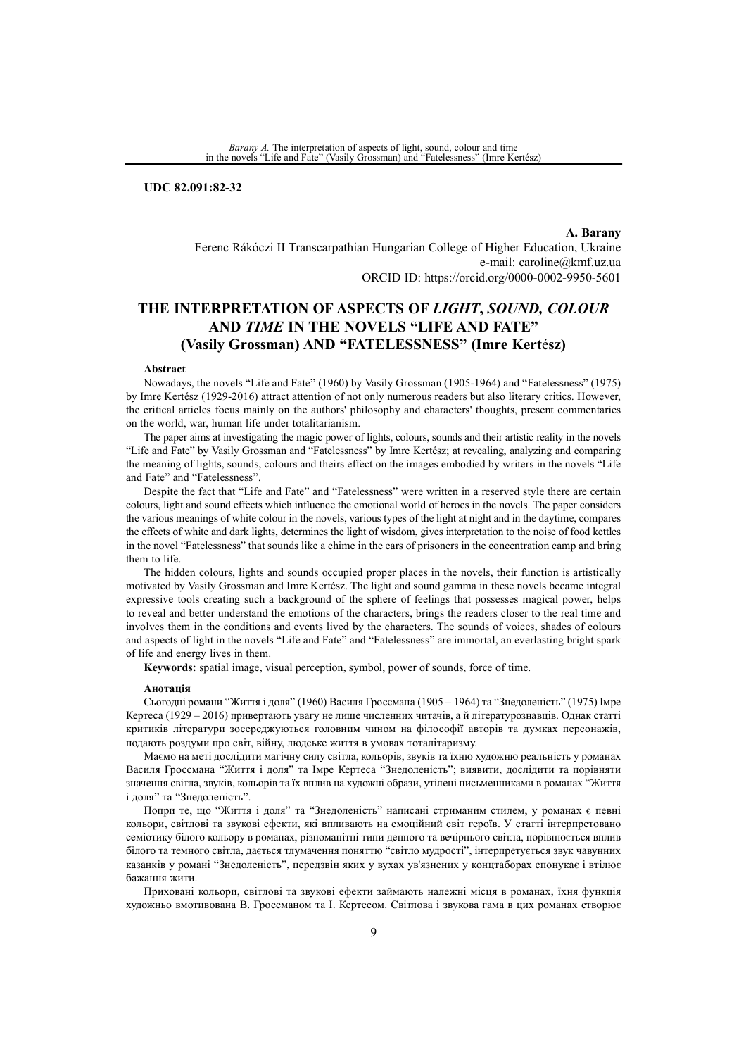**UDC 82.091:82-32**

**A. Barany**

Ferenc Rákóczi II Transcarpathian Hungarian College of Higher Education, Ukraine
e-mail: caroline@kmf.uz.ua
ORCID ID: https://orcid.org/0000-0002-9950-5601

# THE INTERPRETATION OF ASPECTS OF *LIGHT*, *SOUND, COLOUR* AND *TIME* IN THE NOVELS "LIFE AND FATE" (Vasily Grossman) AND "FATELESSNESS" (Imre Kertész)

**Abstract**

Nowadays, the novels "Life and Fate" (1960) by Vasily Grossman (1905-1964) and "Fatelessness" (1975) by Imre Kertész (1929-2016) attract attention of not only numerous readers but also literary critics. However, the critical articles focus mainly on the authors' philosophy and characters' thoughts, present commentaries on the world, war, human life under totalitarianism.

The paper aims at investigating the magic power of lights, colours, sounds and their artistic reality in the novels "Life and Fate" by Vasily Grossman and "Fatelessness" by Imre Kertész; at revealing, analyzing and comparing the meaning of lights, sounds, colours and theirs effect on the images embodied by writers in the novels "Life and Fate" and "Fatelessness".

Despite the fact that "Life and Fate" and "Fatelessness" were written in a reserved style there are certain colours, light and sound effects which influence the emotional world of heroes in the novels. The paper considers the various meanings of white colour in the novels, various types of the light at night and in the daytime, compares the effects of white and dark lights, determines the light of wisdom, gives interpretation to the noise of food kettles in the novel "Fatelessness" that sounds like a chime in the ears of prisoners in the concentration camp and bring them to life.

The hidden colours, lights and sounds occupied proper places in the novels, their function is artistically motivated by Vasily Grossman and Imre Kertész. The light and sound gamma in these novels became integral expressive tools creating such a background of the sphere of feelings that possesses magical power, helps to reveal and better understand the emotions of the characters, brings the readers closer to the real time and involves them in the conditions and events lived by the characters. The sounds of voices, shades of colours and aspects of light in the novels "Life and Fate" and "Fatelessness" are immortal, an everlasting bright spark of life and energy lives in them.

**Keywords:** spatial image, visual perception, symbol, power of sounds, force of time.

**Анотація**

Сьогодні романи "Життя і доля" (1960) Василя Гроссмана (1905 – 1964) та "Знедоленість" (1975) Імре Кертеса (1929 – 2016) привертають увагу не лише численних читачів, а й літературознавців. Однак статті критиків літератури зосереджуються головним чином на філософії авторів та думках персонажів, подають роздуми про світ, війну, людське життя в умовах тоталітаризму.

Маємо на меті дослідити магічну силу світла, кольорів, звуків та їхню художню реальність у романах Василя Гроссмана "Життя і доля" та Імре Кертеса "Знедоленість"; виявити, дослідити та порівняти значення світла, звуків, кольорів та їх вплив на художні образи, утілені письменниками в романах "Життя і доля" та "Знедоленість".

Попри те, що "Життя і доля" та "Знедоленість" написані стриманим стилем, у романах є певні кольори, світлові та звукові ефекти, які впливають на емоційний світ героїв. У статті інтерпретовано семіотику білого кольору в романах, різноманітні типи денного та вечірнього світла, порівнюється вплив білого та темного світла, дається тлумачення поняттю "світло мудрості", інтерпретується звук чавунних казанків у романі "Знедоленість", передзвін яких у вухах ув'язнених у концтаборах спонукає і втілює бажання жити.

Приховані кольори, світлові та звукові ефекти займають належні місця в романах, їхня функція художньо вмотивована В. Гроссманом та І. Кертесом. Світлова і звукова гама в цих романах створює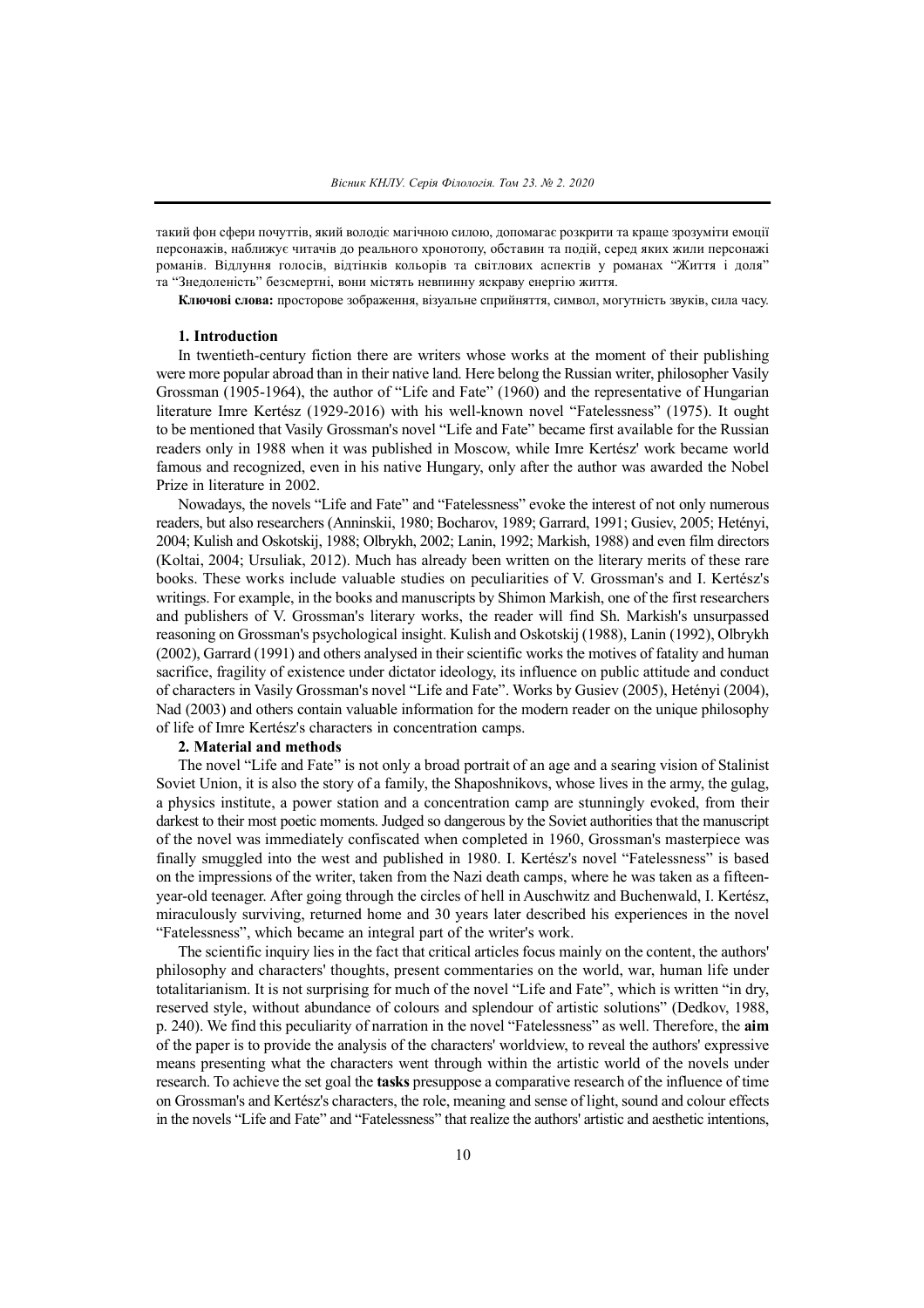такий фон сфери почуттів, який володіє магічною силою, допомагає розкрити та краще зрозуміти емоції персонажів, наближує читачів до реального хронотопу, обставин та подій, серед яких жили персонажі романів. Відлуння голосів, відтінків кольорів та світлових аспектів у романах "Життя і доля" та "Знедоленість" безсмертні, вони містять невпинну яскраву енергію життя.

**Ключові слова:** просторове зображення, візуальне сприйняття, символ, могутність звуків, сила часу.

## 1. Introduction

In twentieth-century fiction there are writers whose works at the moment of their publishing were more popular abroad than in their native land. Here belong the Russian writer, philosopher Vasily Grossman (1905-1964), the author of "Life and Fate" (1960) and the representative of Hungarian literature Imre Kertész (1929-2016) with his well-known novel "Fatelessness" (1975). It ought to be mentioned that Vasily Grossman's novel "Life and Fate" became first available for the Russian readers only in 1988 when it was published in Moscow, while Imre Kertész' work became world famous and recognized, even in his native Hungary, only after the author was awarded the Nobel Prize in literature in 2002.

Nowadays, the novels "Life and Fate" and "Fatelessness" evoke the interest of not only numerous readers, but also researchers (Anninskii, 1980; Bocharov, 1989; Garrard, 1991; Gusiev, 2005; Hetényi, 2004; Kulish and Oskotskij, 1988; Olbrykh, 2002; Lanin, 1992; Markish, 1988) and even film directors (Koltai, 2004; Ursuliak, 2012). Much has already been written on the literary merits of these rare books. These works include valuable studies on peculiarities of V. Grossman's and I. Kertész's writings. For example, in the books and manuscripts by Shimon Markish, one of the first researchers and publishers of V. Grossman's literary works, the reader will find Sh. Markish's unsurpassed reasoning on Grossman's psychological insight. Kulish and Oskotskij (1988), Lanin (1992), Olbrykh (2002), Garrard (1991) and others analysed in their scientific works the motives of fatality and human sacrifice, fragility of existence under dictator ideology, its influence on public attitude and conduct of characters in Vasily Grossman's novel "Life and Fate". Works by Gusiev (2005), Hetényi (2004), Nad (2003) and others contain valuable information for the modern reader on the unique philosophy of life of Imre Kertész's characters in concentration camps.

## 2. Material and methods

The novel "Life and Fate" is not only a broad portrait of an age and a searing vision of Stalinist Soviet Union, it is also the story of a family, the Shaposhnikovs, whose lives in the army, the gulag, a physics institute, a power station and a concentration camp are stunningly evoked, from their darkest to their most poetic moments. Judged so dangerous by the Soviet authorities that the manuscript of the novel was immediately confiscated when completed in 1960, Grossman's masterpiece was finally smuggled into the west and published in 1980. I. Kertész's novel "Fatelessness" is based on the impressions of the writer, taken from the Nazi death camps, where he was taken as a fifteen-year-old teenager. After going through the circles of hell in Auschwitz and Buchenwald, I. Kertész, miraculously surviving, returned home and 30 years later described his experiences in the novel "Fatelessness", which became an integral part of the writer's work.

The scientific inquiry lies in the fact that critical articles focus mainly on the content, the authors' philosophy and characters' thoughts, present commentaries on the world, war, human life under totalitarianism. It is not surprising for much of the novel "Life and Fate", which is written "in dry, reserved style, without abundance of colours and splendour of artistic solutions" (Dedkov, 1988, p. 240). We find this peculiarity of narration in the novel "Fatelessness" as well. Therefore, the **aim** of the paper is to provide the analysis of the characters' worldview, to reveal the authors' expressive means presenting what the characters went through within the artistic world of the novels under research. To achieve the set goal the **tasks** presuppose a comparative research of the influence of time on Grossman's and Kertész's characters, the role, meaning and sense of light, sound and colour effects in the novels "Life and Fate" and "Fatelessness" that realize the authors' artistic and aesthetic intentions,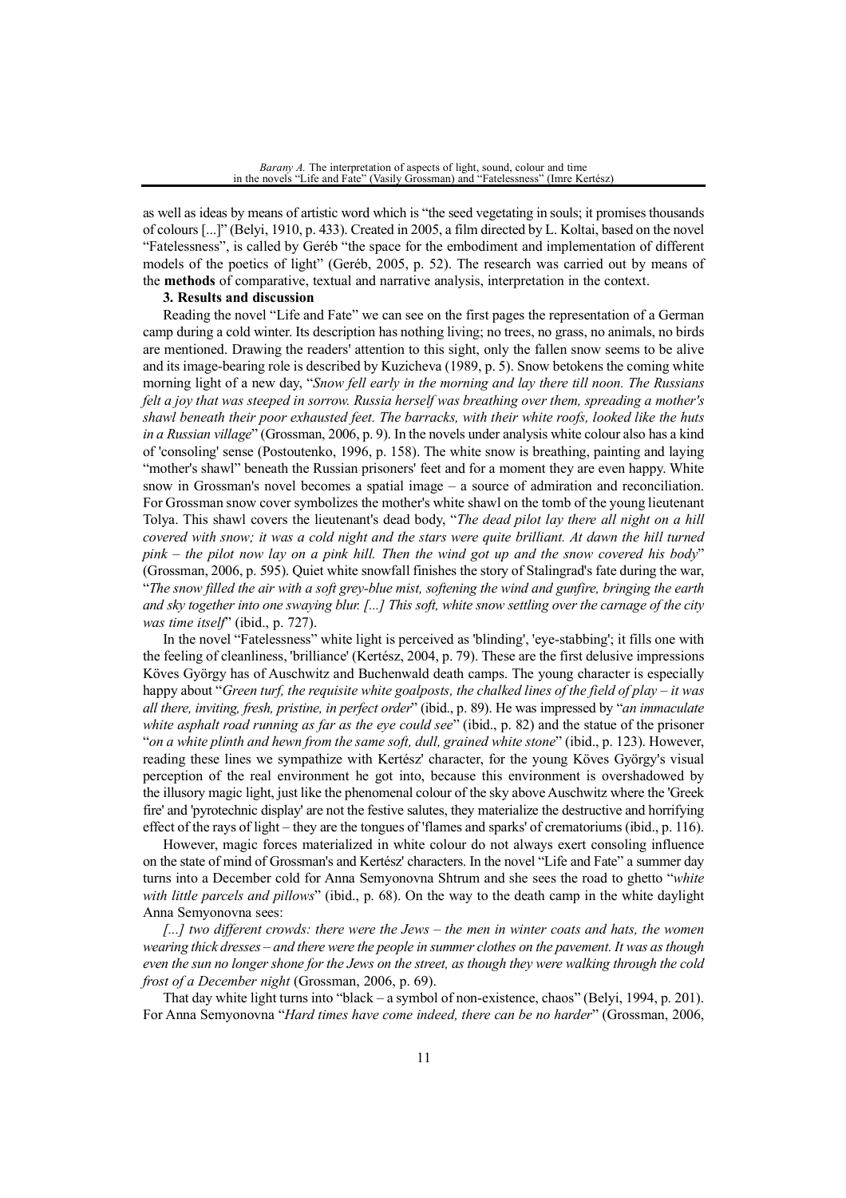as well as ideas by means of artistic word which is "the seed vegetating in souls; it promises thousands of colours [...]" (Belyi, 1910, p. 433). Created in 2005, a film directed by L. Koltai, based on the novel "Fatelessness", is called by Geréb "the space for the embodiment and implementation of different models of the poetics of light" (Geréb, 2005, p. 52). The research was carried out by means of the **methods** of comparative, textual and narrative analysis, interpretation in the context.

**3. Results and discussion**

Reading the novel "Life and Fate" we can see on the first pages the representation of a German camp during a cold winter. Its description has nothing living; no trees, no grass, no animals, no birds are mentioned. Drawing the readers' attention to this sight, only the fallen snow seems to be alive and its image-bearing role is described by Kuzicheva (1989, p. 5). Snow betokens the coming white morning light of a new day, "*Snow fell early in the morning and lay there till noon. The Russians felt a joy that was steeped in sorrow. Russia herself was breathing over them, spreading a mother's shawl beneath their poor exhausted feet. The barracks, with their white roofs, looked like the huts in a Russian village*" (Grossman, 2006, p. 9). In the novels under analysis white colour also has a kind of 'consoling' sense (Postoutenko, 1996, p. 158). The white snow is breathing, painting and laying "mother's shawl" beneath the Russian prisoners' feet and for a moment they are even happy. White snow in Grossman's novel becomes a spatial image – a source of admiration and reconciliation. For Grossman snow cover symbolizes the mother's white shawl on the tomb of the young lieutenant Tolya. This shawl covers the lieutenant's dead body, "*The dead pilot lay there all night on a hill covered with snow; it was a cold night and the stars were quite brilliant. At dawn the hill turned pink – the pilot now lay on a pink hill. Then the wind got up and the snow covered his body*" (Grossman, 2006, p. 595). Quiet white snowfall finishes the story of Stalingrad's fate during the war, "*The snow filled the air with a soft grey-blue mist, softening the wind and gunfire, bringing the earth and sky together into one swaying blur. [...] This soft, white snow settling over the carnage of the city was time itself*" (ibid., p. 727).

In the novel "Fatelessness" white light is perceived as 'blinding', 'eye-stabbing'; it fills one with the feeling of cleanliness, 'brilliance' (Kertész, 2004, p. 79). These are the first delusive impressions Köves György has of Auschwitz and Buchenwald death camps. The young character is especially happy about "*Green turf, the requisite white goalposts, the chalked lines of the field of play – it was all there, inviting, fresh, pristine, in perfect order*" (ibid., p. 89). He was impressed by "*an immaculate white asphalt road running as far as the eye could see*" (ibid., p. 82) and the statue of the prisoner "*on a white plinth and hewn from the same soft, dull, grained white stone*" (ibid., p. 123). However, reading these lines we sympathize with Kertész' character, for the young Köves György's visual perception of the real environment he got into, because this environment is overshadowed by the illusory magic light, just like the phenomenal colour of the sky above Auschwitz where the 'Greek fire' and 'pyrotechnic display' are not the festive salutes, they materialize the destructive and horrifying effect of the rays of light – they are the tongues of 'flames and sparks' of crematoriums (ibid., p. 116).

However, magic forces materialized in white colour do not always exert consoling influence on the state of mind of Grossman's and Kertész' characters. In the novel "Life and Fate" a summer day turns into a December cold for Anna Semyonovna Shtrum and she sees the road to ghetto "*white with little parcels and pillows*" (ibid., p. 68). On the way to the death camp in the white daylight Anna Semyonovna sees:

*[...] two different crowds: there were the Jews – the men in winter coats and hats, the women wearing thick dresses – and there were the people in summer clothes on the pavement. It was as though even the sun no longer shone for the Jews on the street, as though they were walking through the cold frost of a December night* (Grossman, 2006, p. 69).

That day white light turns into "black – a symbol of non-existence, chaos" (Belyi, 1994, p. 201). For Anna Semyonovna "*Hard times have come indeed, there can be no harder*" (Grossman, 2006,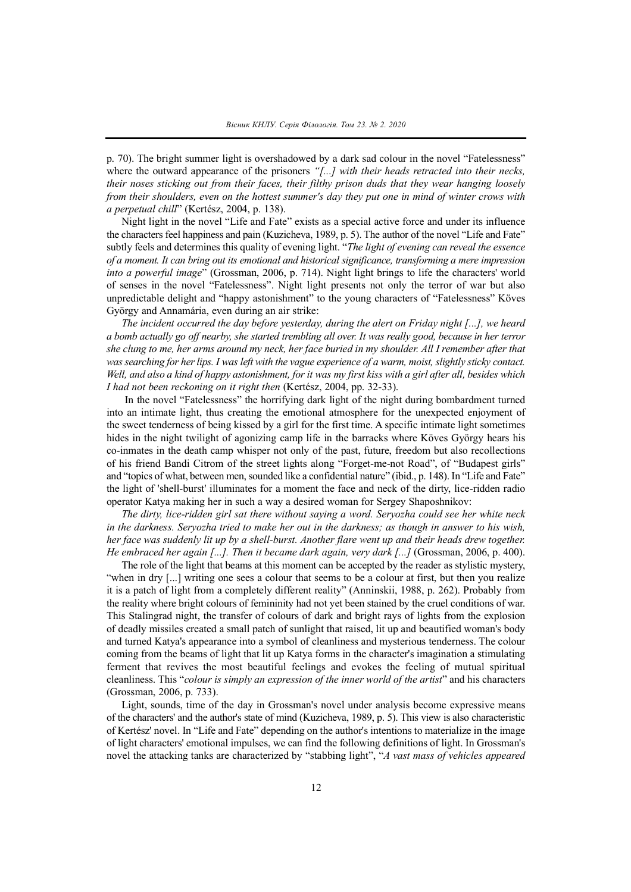p. 70). The bright summer light is overshadowed by a dark sad colour in the novel "Fatelessness" where the outward appearance of the prisoners *"[...] with their heads retracted into their necks, their noses sticking out from their faces, their filthy prison duds that they wear hanging loosely from their shoulders, even on the hottest summer's day they put one in mind of winter crows with a perpetual chill*" (Kertész, 2004, p. 138).

Night light in the novel "Life and Fate" exists as a special active force and under its influence the characters feel happiness and pain (Kuzicheva, 1989, p. 5). The author of the novel "Life and Fate" subtly feels and determines this quality of evening light. "*The light of evening can reveal the essence of a moment. It can bring out its emotional and historical significance, transforming a mere impression into a powerful image*" (Grossman, 2006, p. 714). Night light brings to life the characters' world of senses in the novel "Fatelessness". Night light presents not only the terror of war but also unpredictable delight and "happy astonishment" to the young characters of "Fatelessness" Köves György and Annamária, even during an air strike:

*The incident occurred the day before yesterday, during the alert on Friday night [...], we heard a bomb actually go off nearby, she started trembling all over. It was really good, because in her terror she clung to me, her arms around my neck, her face buried in my shoulder. All I remember after that was searching for her lips. I was left with the vague experience of a warm, moist, slightly sticky contact. Well, and also a kind of happy astonishment, for it was my first kiss with a girl after all, besides which I had not been reckoning on it right then* (Kertész, 2004, pp. 32-33).

In the novel "Fatelessness" the horrifying dark light of the night during bombardment turned into an intimate light, thus creating the emotional atmosphere for the unexpected enjoyment of the sweet tenderness of being kissed by a girl for the first time. A specific intimate light sometimes hides in the night twilight of agonizing camp life in the barracks where Köves György hears his co-inmates in the death camp whisper not only of the past, future, freedom but also recollections of his friend Bandi Citrom of the street lights along "Forget-me-not Road", of "Budapest girls" and "topics of what, between men, sounded like a confidential nature" (ibid., p. 148). In "Life and Fate" the light of 'shell-burst' illuminates for a moment the face and neck of the dirty, lice-ridden radio operator Katya making her in such a way a desired woman for Sergey Shaposhnikov:

*The dirty, lice-ridden girl sat there without saying a word. Seryozha could see her white neck in the darkness. Seryozha tried to make her out in the darkness; as though in answer to his wish, her face was suddenly lit up by a shell-burst. Another flare went up and their heads drew together. He embraced her again [...]. Then it became dark again, very dark [...]* (Grossman, 2006, p. 400).

The role of the light that beams at this moment can be accepted by the reader as stylistic mystery, "when in dry [...] writing one sees a colour that seems to be a colour at first, but then you realize it is a patch of light from a completely different reality" (Anninskii, 1988, p. 262). Probably from the reality where bright colours of femininity had not yet been stained by the cruel conditions of war. This Stalingrad night, the transfer of colours of dark and bright rays of lights from the explosion of deadly missiles created a small patch of sunlight that raised, lit up and beautified woman's body and turned Katya's appearance into a symbol of cleanliness and mysterious tenderness. The colour coming from the beams of light that lit up Katya forms in the character's imagination a stimulating ferment that revives the most beautiful feelings and evokes the feeling of mutual spiritual cleanliness. This "*colour is simply an expression of the inner world of the artist*" and his characters (Grossman, 2006, p. 733).

Light, sounds, time of the day in Grossman's novel under analysis become expressive means of the characters' and the author's state of mind (Kuzicheva, 1989, p. 5). This view is also characteristic of Kertész' novel. In "Life and Fate" depending on the author's intentions to materialize in the image of light characters' emotional impulses, we can find the following definitions of light. In Grossman's novel the attacking tanks are characterized by "stabbing light", "*A vast mass of vehicles appeared*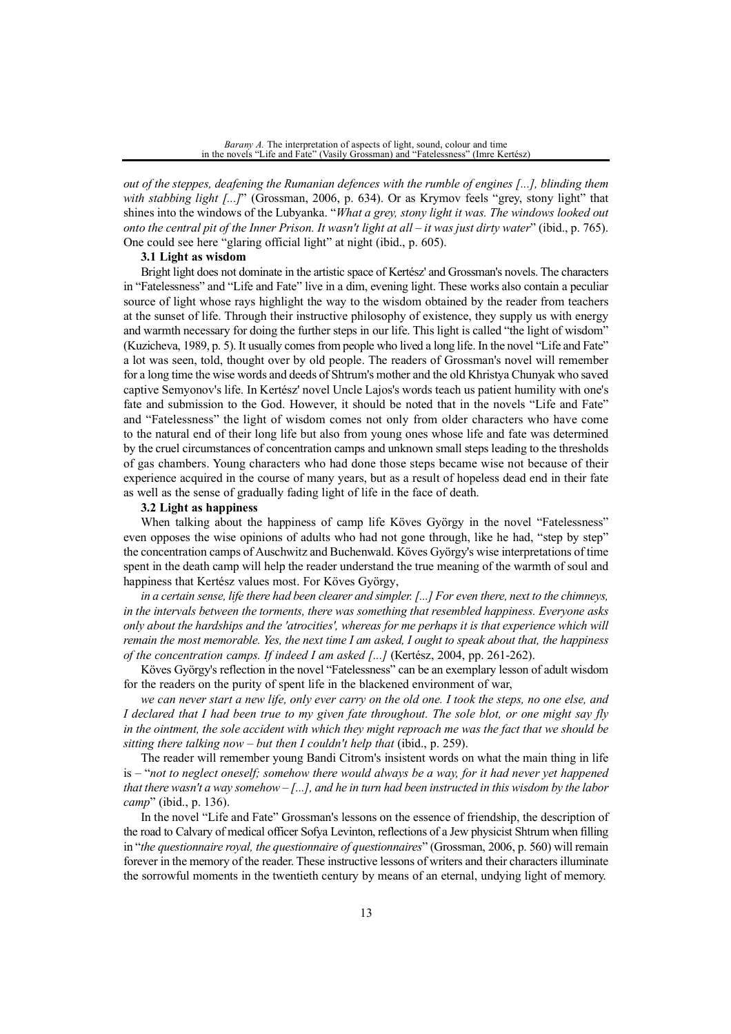*out of the steppes, deafening the Rumanian defences with the rumble of engines [...], blinding them with stabbing light [...]*" (Grossman, 2006, p. 634). Or as Krymov feels "grey, stony light" that shines into the windows of the Lubyanka. "*What a grey, stony light it was. The windows looked out onto the central pit of the Inner Prison. It wasn't light at all – it was just dirty water*" (ibid., p. 765). One could see here "glaring official light" at night (ibid., p. 605).

### 3.1 Light as wisdom

Bright light does not dominate in the artistic space of Kertész' and Grossman's novels. The characters in "Fatelessness" and "Life and Fate" live in a dim, evening light. These works also contain a peculiar source of light whose rays highlight the way to the wisdom obtained by the reader from teachers at the sunset of life. Through their instructive philosophy of existence, they supply us with energy and warmth necessary for doing the further steps in our life. This light is called "the light of wisdom" (Kuzicheva, 1989, p. 5). It usually comes from people who lived a long life. In the novel "Life and Fate" a lot was seen, told, thought over by old people. The readers of Grossman's novel will remember for a long time the wise words and deeds of Shtrum's mother and the old Khristya Chunyak who saved captive Semyonov's life. In Kertész' novel Uncle Lajos's words teach us patient humility with one's fate and submission to the God. However, it should be noted that in the novels "Life and Fate" and "Fatelessness" the light of wisdom comes not only from older characters who have come to the natural end of their long life but also from young ones whose life and fate was determined by the cruel circumstances of concentration camps and unknown small steps leading to the thresholds of gas chambers. Young characters who had done those steps became wise not because of their experience acquired in the course of many years, but as a result of hopeless dead end in their fate as well as the sense of gradually fading light of life in the face of death.

### 3.2 Light as happiness

When talking about the happiness of camp life Köves György in the novel "Fatelessness" even opposes the wise opinions of adults who had not gone through, like he had, "step by step" the concentration camps of Auschwitz and Buchenwald. Köves György's wise interpretations of time spent in the death camp will help the reader understand the true meaning of the warmth of soul and happiness that Kertész values most. For Köves György,

*in a certain sense, life there had been clearer and simpler. [...] For even there, next to the chimneys, in the intervals between the torments, there was something that resembled happiness. Everyone asks only about the hardships and the 'atrocities', whereas for me perhaps it is that experience which will remain the most memorable. Yes, the next time I am asked, I ought to speak about that, the happiness of the concentration camps. If indeed I am asked [...]* (Kertész, 2004, pp. 261-262).

Köves György's reflection in the novel "Fatelessness" can be an exemplary lesson of adult wisdom for the readers on the purity of spent life in the blackened environment of war,

*we can never start a new life, only ever carry on the old one. I took the steps, no one else, and I declared that I had been true to my given fate throughout. The sole blot, or one might say fly in the ointment, the sole accident with which they might reproach me was the fact that we should be sitting there talking now – but then I couldn't help that* (ibid., p. 259).

The reader will remember young Bandi Citrom's insistent words on what the main thing in life is – "*not to neglect oneself; somehow there would always be a way, for it had never yet happened that there wasn't a way somehow – [...], and he in turn had been instructed in this wisdom by the labor camp*" (ibid., p. 136).

In the novel "Life and Fate" Grossman's lessons on the essence of friendship, the description of the road to Calvary of medical officer Sofya Levinton, reflections of a Jew physicist Shtrum when filling in "*the questionnaire royal, the questionnaire of questionnaires*" (Grossman, 2006, p. 560) will remain forever in the memory of the reader. These instructive lessons of writers and their characters illuminate the sorrowful moments in the twentieth century by means of an eternal, undying light of memory.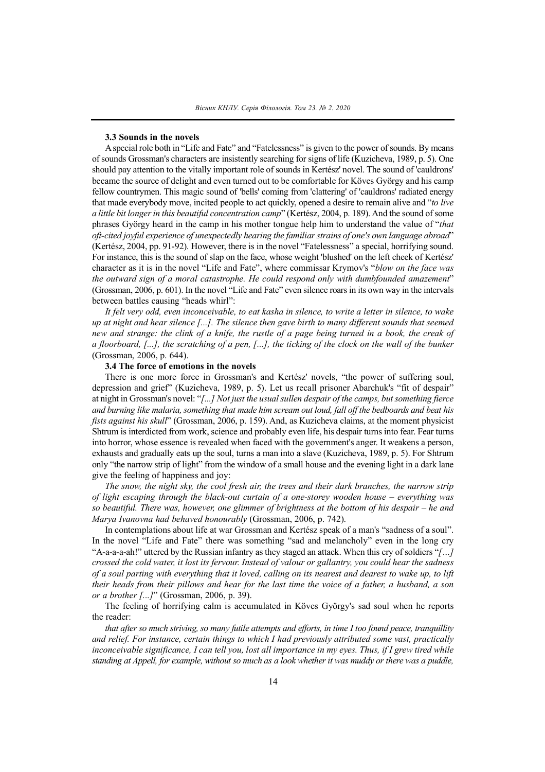**3.3 Sounds in the novels**

A special role both in “Life and Fate” and “Fatelessness” is given to the power of sounds. By means of sounds Grossman's characters are insistently searching for signs of life (Kuzicheva, 1989, p. 5). One should pay attention to the vitally important role of sounds in Kertész' novel. The sound of 'cauldrons' became the source of delight and even turned out to be comfortable for Köves György and his camp fellow countrymen. This magic sound of 'bells' coming from 'clattering' of 'cauldrons' radiated energy that made everybody move, incited people to act quickly, opened a desire to remain alive and “*to live a little bit longer in this beautiful concentration camp*” (Kertész, 2004, p. 189). And the sound of some phrases György heard in the camp in his mother tongue help him to understand the value of “*that oft-cited joyful experience of unexpectedly hearing the familiar strains of one's own language abroad*” (Kertész, 2004, pp. 91-92). However, there is in the novel “Fatelessness” a special, horrifying sound. For instance, this is the sound of slap on the face, whose weight 'blushed' on the left cheek of Kertész' character as it is in the novel “Life and Fate”, where commissar Krymov's “*blow on the face was the outward sign of a moral catastrophe. He could respond only with dumbfounded amazement*” (Grossman, 2006, p. 601). In the novel “Life and Fate” even silence roars in its own way in the intervals between battles causing “heads whirl”:

*It felt very odd, even inconceivable, to eat kasha in silence, to write a letter in silence, to wake up at night and hear silence [...]. The silence then gave birth to many different sounds that seemed new and strange: the clink of a knife, the rustle of a page being turned in a book, the creak of a floorboard, [...], the scratching of a pen, [...], the ticking of the clock on the wall of the bunker* (Grossman, 2006, p. 644).

**3.4 The force of emotions in the novels**

There is one more force in Grossman's and Kertész' novels, “the power of suffering soul, depression and grief” (Kuzicheva, 1989, p. 5). Let us recall prisoner Abarchuk's “fit of despair” at night in Grossman's novel: “*[...] Not just the usual sullen despair of the camps, but something fierce and burning like malaria, something that made him scream out loud, fall off the bedboards and beat his fists against his skull*” (Grossman, 2006, p. 159). And, as Kuzicheva claims, at the moment physicist Shtrum is interdicted from work, science and probably even life, his despair turns into fear. Fear turns into horror, whose essence is revealed when faced with the government's anger. It weakens a person, exhausts and gradually eats up the soul, turns a man into a slave (Kuzicheva, 1989, p. 5). For Shtrum only “the narrow strip of light” from the window of a small house and the evening light in a dark lane give the feeling of happiness and joy:

*The snow, the night sky, the cool fresh air, the trees and their dark branches, the narrow strip of light escaping through the black-out curtain of a one-storey wooden house – everything was so beautiful. There was, however, one glimmer of brightness at the bottom of his despair – he and Marya Ivanovna had behaved honourably* (Grossman, 2006, p. 742).

In contemplations about life at war Grossman and Kertész speak of a man's “sadness of a soul”. In the novel “Life and Fate” there was something “sad and melancholy” even in the long cry “A-a-a-a-ah!” uttered by the Russian infantry as they staged an attack. When this cry of soldiers “*[…] crossed the cold water, it lost its fervour. Instead of valour or gallantry, you could hear the sadness of a soul parting with everything that it loved, calling on its nearest and dearest to wake up, to lift their heads from their pillows and hear for the last time the voice of a father, a husband, a son or a brother [...]*” (Grossman, 2006, p. 39).

The feeling of horrifying calm is accumulated in Köves György's sad soul when he reports the reader:

*that after so much striving, so many futile attempts and efforts, in time I too found peace, tranquillity and relief. For instance, certain things to which I had previously attributed some vast, practically inconceivable significance, I can tell you, lost all importance in my eyes. Thus, if I grew tired while standing at Appell, for example, without so much as a look whether it was muddy or there was a puddle,*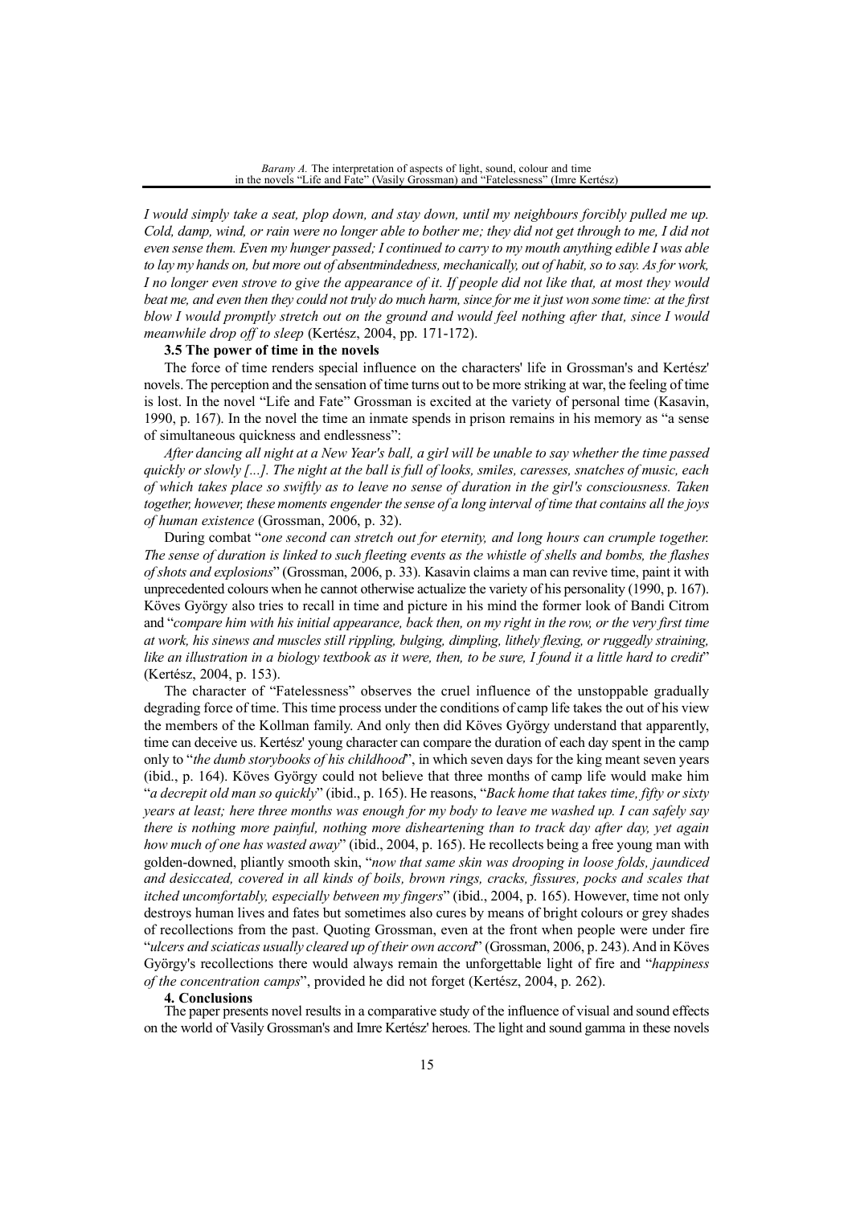*I would simply take a seat, plop down, and stay down, until my neighbours forcibly pulled me up. Cold, damp, wind, or rain were no longer able to bother me; they did not get through to me, I did not even sense them. Even my hunger passed; I continued to carry to my mouth anything edible I was able to lay my hands on, but more out of absentmindedness, mechanically, out of habit, so to say. As for work, I no longer even strove to give the appearance of it. If people did not like that, at most they would beat me, and even then they could not truly do much harm, since for me it just won some time: at the first blow I would promptly stretch out on the ground and would feel nothing after that, since I would meanwhile drop off to sleep* (Kertész, 2004, pp. 171-172).

### 3.5 The power of time in the novels

The force of time renders special influence on the characters' life in Grossman's and Kertész' novels. The perception and the sensation of time turns out to be more striking at war, the feeling of time is lost. In the novel "Life and Fate" Grossman is excited at the variety of personal time (Kasavin, 1990, p. 167). In the novel the time an inmate spends in prison remains in his memory as "a sense of simultaneous quickness and endlessness":

*After dancing all night at a New Year's ball, a girl will be unable to say whether the time passed quickly or slowly [...]. The night at the ball is full of looks, smiles, caresses, snatches of music, each of which takes place so swiftly as to leave no sense of duration in the girl's consciousness. Taken together, however, these moments engender the sense of a long interval of time that contains all the joys of human existence* (Grossman, 2006, p. 32).

During combat "*one second can stretch out for eternity, and long hours can crumple together. The sense of duration is linked to such fleeting events as the whistle of shells and bombs, the flashes of shots and explosions*" (Grossman, 2006, p. 33). Kasavin claims a man can revive time, paint it with unprecedented colours when he cannot otherwise actualize the variety of his personality (1990, p. 167). Köves György also tries to recall in time and picture in his mind the former look of Bandi Citrom and "*compare him with his initial appearance, back then, on my right in the row, or the very first time at work, his sinews and muscles still rippling, bulging, dimpling, lithely flexing, or ruggedly straining, like an illustration in a biology textbook as it were, then, to be sure, I found it a little hard to credit*" (Kertész, 2004, p. 153).

The character of "Fatelessness" observes the cruel influence of the unstoppable gradually degrading force of time. This time process under the conditions of camp life takes the out of his view the members of the Kollman family. And only then did Köves György understand that apparently, time can deceive us. Kertész' young character can compare the duration of each day spent in the camp only to "*the dumb storybooks of his childhood*", in which seven days for the king meant seven years (ibid., p. 164). Köves György could not believe that three months of camp life would make him "*a decrepit old man so quickly*" (ibid., p. 165). He reasons, "*Back home that takes time, fifty or sixty years at least; here three months was enough for my body to leave me washed up. I can safely say there is nothing more painful, nothing more disheartening than to track day after day, yet again how much of one has wasted away*" (ibid., 2004, p. 165). He recollects being a free young man with golden-downed, pliantly smooth skin, "*now that same skin was drooping in loose folds, jaundiced and desiccated, covered in all kinds of boils, brown rings, cracks, fissures, pocks and scales that itched uncomfortably, especially between my fingers*" (ibid., 2004, p. 165). However, time not only destroys human lives and fates but sometimes also cures by means of bright colours or grey shades of recollections from the past. Quoting Grossman, even at the front when people were under fire "*ulcers and sciaticas usually cleared up of their own accord*" (Grossman, 2006, p. 243). And in Köves György's recollections there would always remain the unforgettable light of fire and "*happiness of the concentration camps*", provided he did not forget (Kertész, 2004, p. 262).

## 4. Conclusions

The paper presents novel results in a comparative study of the influence of visual and sound effects on the world of Vasily Grossman's and Imre Kertész' heroes. The light and sound gamma in these novels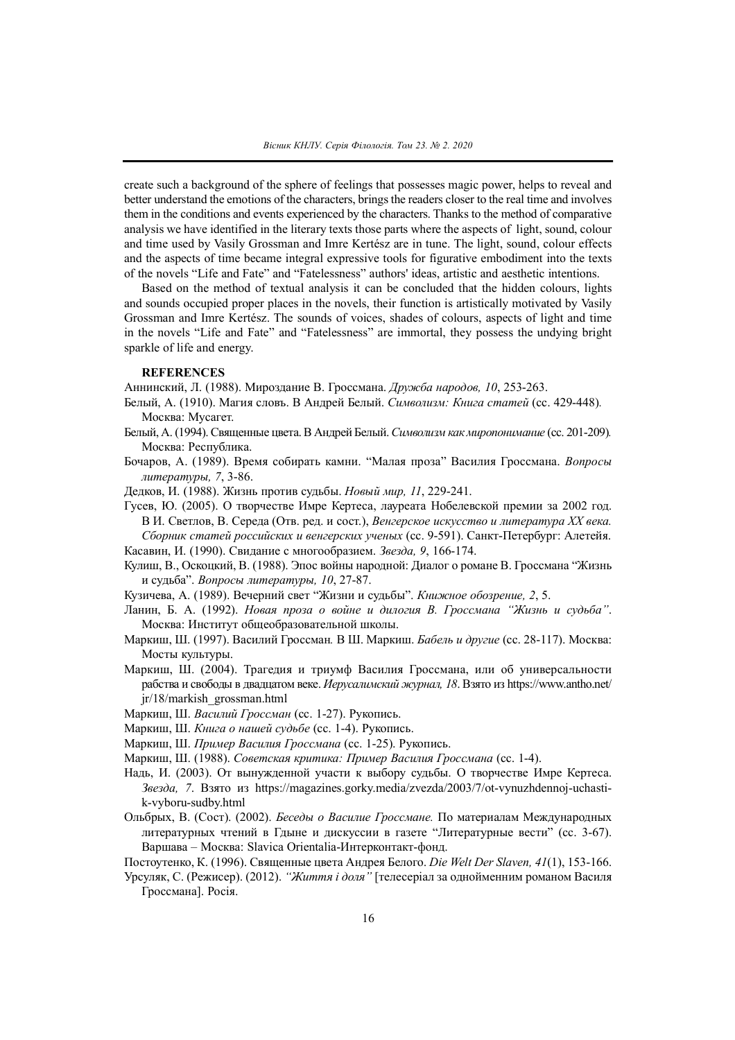create such a background of the sphere of feelings that possesses magic power, helps to reveal and better understand the emotions of the characters, brings the readers closer to the real time and involves them in the conditions and events experienced by the characters. Thanks to the method of comparative analysis we have identified in the literary texts those parts where the aspects of light, sound, colour and time used by Vasily Grossman and Imre Kertész are in tune. The light, sound, colour effects and the aspects of time became integral expressive tools for figurative embodiment into the texts of the novels "Life and Fate" and "Fatelessness" authors' ideas, artistic and aesthetic intentions.

Based on the method of textual analysis it can be concluded that the hidden colours, lights and sounds occupied proper places in the novels, their function is artistically motivated by Vasily Grossman and Imre Kertész. The sounds of voices, shades of colours, aspects of light and time in the novels "Life and Fate" and "Fatelessness" are immortal, they possess the undying bright sparkle of life and energy.

**REFERENCES**

Аннинский, Л. (1988). Мироздание В. Гроссмана. *Дружба народов, 10*, 253-263.

Белый, А. (1910). Магия словъ. В Андрей Белый. *Символизм: Книга статей* (сс. 429-448). Москва: Мусагет.

Белый, А. (1994). Священные цвета. В Андрей Белый. *Символизм как миропонимание* (сс. 201-209). Москва: Республика.

Бочаров, А. (1989). Время собирать камни. "Малая проза" Василия Гроссмана. *Вопросы литературы, 7*, 3-86.

Дедков, И. (1988). Жизнь против судьбы. *Новый мир, 11*, 229-241.

Гусев, Ю. (2005). О творчестве Имре Кертеса, лауреата Нобелевской премии за 2002 год. В И. Светлов, В. Середа (Отв. ред. и сост.), *Венгерское искусство и литература ХХ века. Сборник статей российских и венгерских ученых* (сс. 9-591). Санкт-Петербург: Алетейя.

Касавин, И. (1990). Свидание с многообразием. *Звезда, 9*, 166-174.

Кулиш, В., Оскоцкий, В. (1988). Эпос войны народной: Диалог о романе В. Гроссмана "Жизнь и судьба". *Вопросы литературы, 10*, 27-87.

Кузичева, А. (1989). Вечерний свет "Жизни и судьбы". *Книжное обозрение, 2*, 5.

Ланин, Б. А. (1992). *Новая проза о войне и дилогия В. Гроссмана "Жизнь и судьба"*. Москва: Институт общеобразовательной школы.

Маркиш, Ш. (1997). Василий Гроссман. В Ш. Маркиш. *Бабель и другие* (сс. 28-117). Москва: Мосты культуры.

Маркиш, Ш. (2004). Трагедия и триумф Василия Гроссмана, или об универсальности рабства и свободы в двадцатом веке. *Иерусалимский журнал, 18*. Взято из https://www.antho.net/jr/18/markish_grossman.html

Маркиш, Ш. *Василий Гроссман* (сс. 1-27). Рукопись.

Маркиш, Ш. *Книга о нашей судьбе* (сс. 1-4). Рукопись.

Маркиш, Ш. *Пример Василия Гроссмана* (сс. 1-25). Рукопись.

Маркиш, Ш. (1988). *Советская критика: Пример Василия Гроссмана* (сс. 1-4).

Надь, И. (2003). От вынужденной участи к выбору судьбы. О творчестве Имре Кертеса. *Звезда, 7*. Взято из https://magazines.gorky.media/zvezda/2003/7/ot-vynuzhdennoj-uchasti-k-vyboru-sudby.html

Ольбрых, В. (Сост). (2002). *Беседы о Василие Гроссмане.* По материалам Международных литературных чтений в Гдыне и дискуссии в газете "Литературные вести" (сс. 3-67). Варшава – Москва: Slavica Orientalia-Интерконтакт-фонд.

Постоутенко, К. (1996). Священные цвета Андрея Белого. *Die Welt Der Slaven, 41*(1), 153-166.

Урсуляк, С. (Режисер). (2012). *"Життя і доля"* [телесеріал за однойменним романом Василя Гроссмана]. Росія.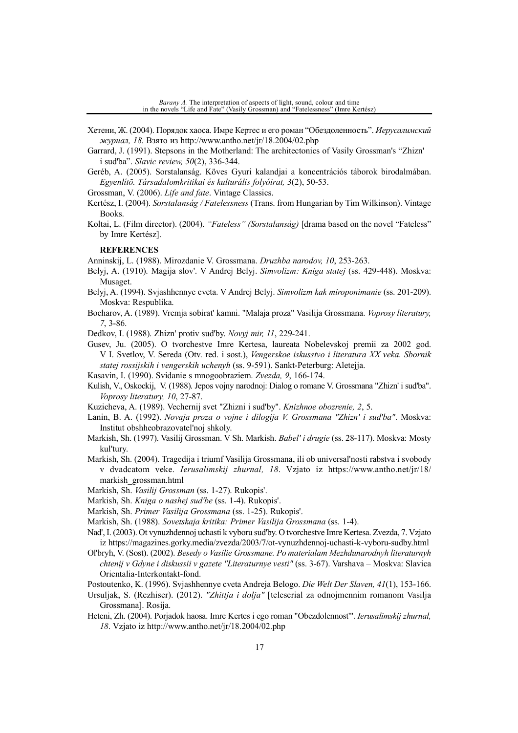Хетени, Ж. (2004). Порядок хаоса. Имре Кертес и его роман "Обездоленность". *Иерусалимский журнал, 18*. Взято из http://www.antho.net/jr/18.2004/02.php

Garrard, J. (1991). Stepsons in the Motherland: The architectonics of Vasily Grossman's "Zhizn' i sud'ba". *Slavic review, 50*(2), 336-344.

Geréb, A. (2005). Sorstalanság. Köves Gyuri kalandjai a koncentrációs táborok birodalmában. *Egyenlítő. Társadalomkritikai és kulturális folyóirat, 3*(2), 50-53.

Grossman, V. (2006). *Life and fate*. Vintage Classics.

Kertész, I. (2004). *Sorstalanság / Fatelessness* (Trans. from Hungarian by Tim Wilkinson). Vintage Books.

Koltai, L. (Film director). (2004). *"Fateless" (Sorstalanság)* [drama based on the novel "Fateless" by Imre Kertész].

## REFERENCES

Anninskij, L. (1988). Mirozdanie V. Grossmana. *Druzhba narodov, 10*, 253-263.

Belyj, A. (1910). Magija slov'. V Andrej Belyj. *Simvolizm: Kniga statej* (ss. 429-448). Moskva: Musaget.

Belyj, A. (1994). Svjashhennye cveta. V Andrej Belyj. *Simvolizm kak miroponimanie* (ss. 201-209). Moskva: Respublika.

Bocharov, A. (1989). Vremja sobirat' kamni. "Malaja proza" Vasilija Grossmana. *Voprosy literatury, 7*, 3-86.

Dedkov, I. (1988). Zhizn' protiv sud'by. *Novyj mir, 11*, 229-241.

Gusev, Ju. (2005). O tvorchestve Imre Kertesa, laureata Nobelevskoj premii za 2002 god. V I. Svetlov, V. Sereda (Otv. red. i sost.), *Vengerskoe iskusstvo i literatura XX veka. Sbornik statej rossijskih i vengerskih uchenyh* (ss. 9-591). Sankt-Peterburg: Aletejja.

Kasavin, I. (1990). Svidanie s mnogoobraziem. *Zvezda, 9*, 166-174.

Kulish, V., Oskockij, V. (1988). Jepos vojny narodnoj: Dialog o romane V. Grossmana "Zhizn' i sud'ba". *Voprosy literatury, 10*, 27-87.

Kuzicheva, A. (1989). Vechernij svet "Zhizni i sud'by". *Knizhnoe obozrenie, 2*, 5.

Lanin, B. A. (1992). *Novaja proza o vojne i dilogija V. Grossmana "Zhizn' i sud'ba"*. Moskva: Institut obshheobrazovatel'noj shkoly.

Markish, Sh. (1997). Vasilij Grossman. V Sh. Markish. *Babel' i drugie* (ss. 28-117). Moskva: Mosty kul'tury.

Markish, Sh. (2004). Tragedija i triumf Vasilija Grossmana, ili ob universal'nosti rabstva i svobody v dvadcatom veke. *Ierusalimskij zhurnal, 18*. Vzjato iz https://www.antho.net/jr/18/markish_grossman.html

Markish, Sh. *Vasilij Grossman* (ss. 1-27). Rukopis'.

Markish, Sh. *Kniga o nashej sud'be* (ss. 1-4). Rukopis'.

Markish, Sh. *Primer Vasilija Grossmana* (ss. 1-25). Rukopis'.

Markish, Sh. (1988). *Sovetskaja kritika: Primer Vasilija Grossmana* (ss. 1-4).

Nad', I. (2003). Ot vynuzhdennoj uchasti k vyboru sud'by. O tvorchestve Imre Kertesa. Zvezda, 7. Vzjato iz https://magazines.gorky.media/zvezda/2003/7/ot-vynuzhdennoj-uchasti-k-vyboru-sudby.html

Ol'bryh, V. (Sost). (2002). *Besedy o Vasilie Grossmane. Po materialam Mezhdunarodnyh literaturnyh chtenij v Gdyne i diskussii v gazete "Literaturnye vesti"* (ss. 3-67). Varshava – Moskva: Slavica Orientalia-Interkontakt-fond.

Postoutenko, K. (1996). Svjashhennye cveta Andreja Belogo. *Die Welt Der Slaven, 41*(1), 153-166.

Ursuljak, S. (Rezhiser). (2012). *"Zhittja i dolja"* [teleserial za odnojmennim romanom Vasilja Grossmana]. Rosija.

Heteni, Zh. (2004). Porjadok haosa. Imre Kertes i ego roman "Obezdolennost'". *Ierusalimskij zhurnal, 18*. Vzjato iz http://www.antho.net/jr/18.2004/02.php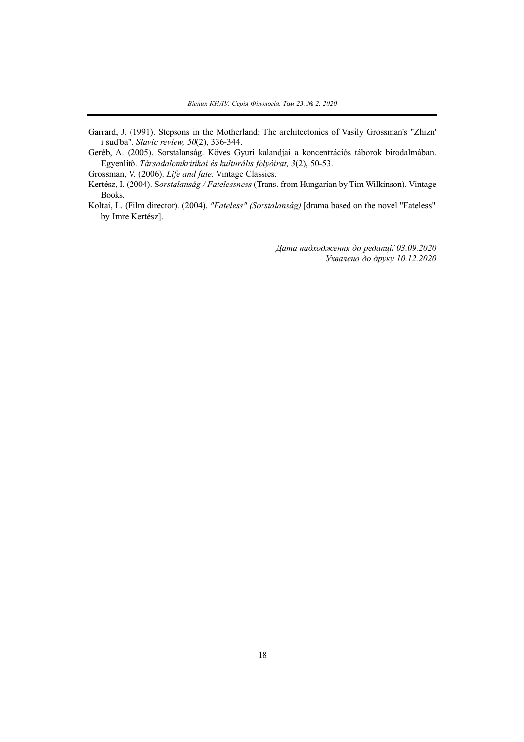Garrard, J. (1991). Stepsons in the Motherland: The architectonics of Vasily Grossman's "Zhizn' i sud'ba". *Slavic review, 50*(2), 336-344.

Geréb, A. (2005). Sorstalanság. Köves Gyuri kalandjai a koncentrációs táborok birodalmában. Egyenlítő. *Társadalomkritikai és kulturális folyóirat, 3*(2), 50-53.

Grossman, V. (2006). *Life and fate*. Vintage Classics.

Kertész, I. (2004). S*orstalanság / Fatelessness* (Trans. from Hungarian by Tim Wilkinson). Vintage Books.

Koltai, L. (Film director). (2004). *"Fateless" (Sorstalanság)* [drama based on the novel "Fateless" by Imre Kertész].

*Дата надходження до редакції 03.09.2020*
*Ухвалено до друку 10.12.2020*